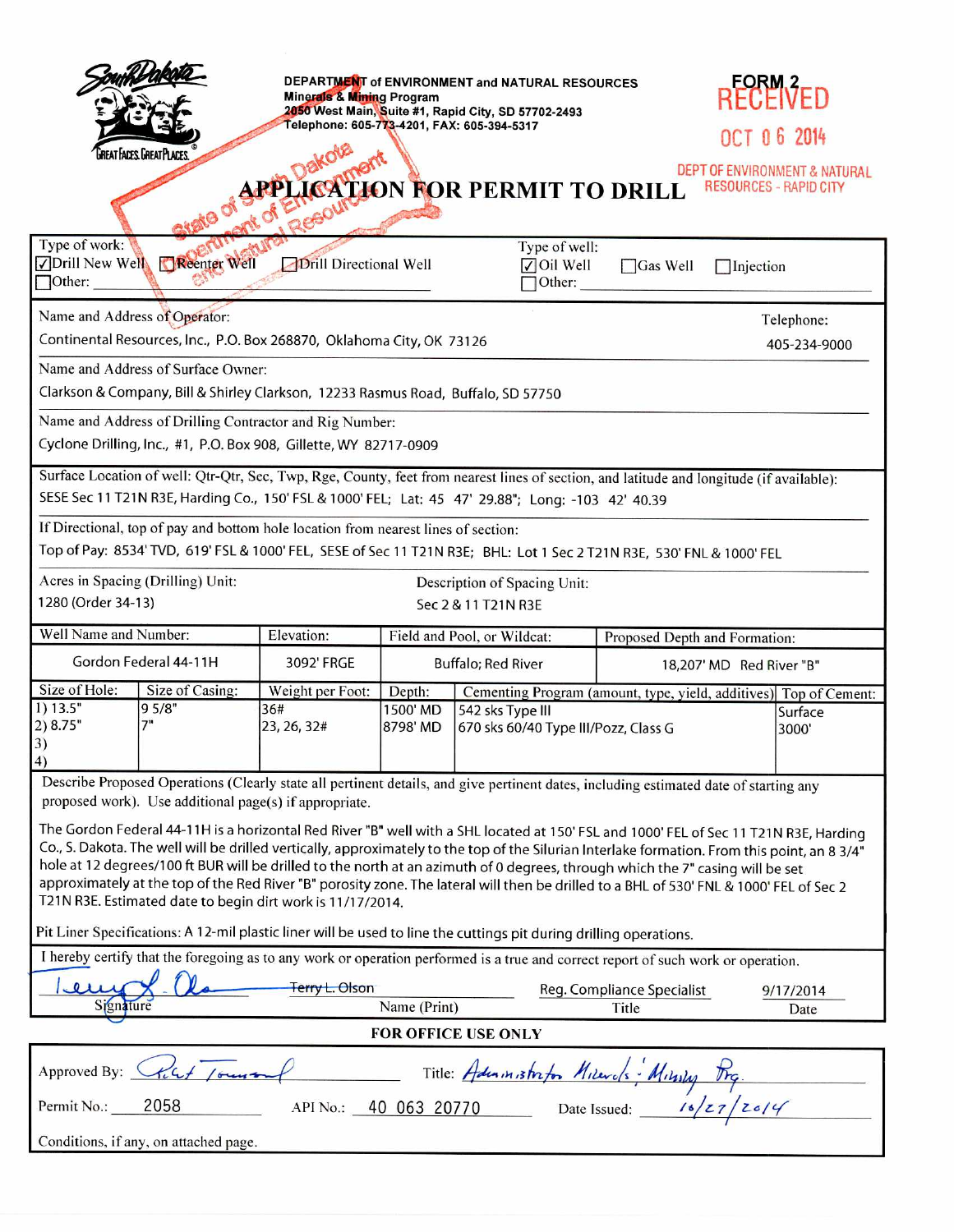South Dakota — GREAT FACES. GREAT PLACES.

**DEPARTMENT of ENVIRONMENT and NATURAL RESOURCES**
**Minerals & Mining Program**
**2050 West Main, Suite #1, Rapid City, SD 57702-2493**
**Telephone: 605-773-4201, FAX: 605-394-5317**

**FORM 2**

RECEIVED
OCT 06 2014
DEPT OF ENVIRONMENT & NATURAL RESOURCES - RAPID CITY

State of South Dakota Department of Environment and Natural Resources

# APPLICATION FOR PERMIT TO DRILL

Type of work: ☑ Drill New Well ☐ Reenter Well ☐ Drill Directional Well ☐ Other:

Type of well: ☑ Oil Well ☐ Gas Well ☐ Injection ☐ Other:

Name and Address of Operator:
Continental Resources, Inc., P.O. Box 268870, Oklahoma City, OK 73126

Telephone: 405-234-9000

Name and Address of Surface Owner:
Clarkson & Company, Bill & Shirley Clarkson, 12233 Rasmus Road, Buffalo, SD 57750

Name and Address of Drilling Contractor and Rig Number:
Cyclone Drilling, Inc., #1, P.O. Box 908, Gillette, WY 82717-0909

Surface Location of well: Qtr-Qtr, Sec, Twp, Rge, County, feet from nearest lines of section, and latitude and longitude (if available):
SESE Sec 11 T21N R3E, Harding Co., 150' FSL & 1000' FEL; Lat: 45 47' 29.88"; Long: -103 42' 40.39

If Directional, top of pay and bottom hole location from nearest lines of section:
Top of Pay: 8534' TVD, 619' FSL & 1000' FEL, SESE of Sec 11 T21N R3E; BHL: Lot 1 Sec 2 T21N R3E, 530' FNL & 1000' FEL

Acres in Spacing (Drilling) Unit: 1280 (Order 34-13)

Description of Spacing Unit: Sec 2 & 11 T21N R3E

| Well Name and Number: | Elevation: | Field and Pool, or Wildcat: | Proposed Depth and Formation: |
|---|---|---|---|
| Gordon Federal 44-11H | 3092' FRGE | Buffalo; Red River | 18,207' MD Red River "B" |

| Size of Hole: | Size of Casing: | Weight per Foot: | Depth: | Cementing Program (amount, type, yield, additives) | Top of Cement: |
|---|---|---|---|---|---|
| 1) 13.5" | 9 5/8" | 36# | 1500' MD | 542 sks Type III | Surface |
| 2) 8.75" | 7" | 23, 26, 32# | 8798' MD | 670 sks 60/40 Type III/Pozz, Class G | 3000' |
| 3) | | | | | |
| 4) | | | | | |

Describe Proposed Operations (Clearly state all pertinent details, and give pertinent dates, including estimated date of starting any proposed work). Use additional page(s) if appropriate.

The Gordon Federal 44-11H is a horizontal Red River "B" well with a SHL located at 150' FSL and 1000' FEL of Sec 11 T21N R3E, Harding Co., S. Dakota. The well will be drilled vertically, approximately to the top of the Silurian Interlake formation. From this point, an 8 3/4" hole at 12 degrees/100 ft BUR will be drilled to the north at an azimuth of 0 degrees, through which the 7" casing will be set approximately at the top of the Red River "B" porosity zone. The lateral will then be drilled to a BHL of 530' FNL & 1000' FEL of Sec 2 T21N R3E. Estimated date to begin dirt work is 11/17/2014.

Pit Liner Specifications: A 12-mil plastic liner will be used to line the cuttings pit during drilling operations.

I hereby certify that the foregoing as to any work or operation performed is a true and correct report of such work or operation.

| Signature | Name (Print) | Title | Date |
|---|---|---|---|
| *Terry L. Olson* (signed) | Terry L. Olson | Reg. Compliance Specialist | 9/17/2014 |

**FOR OFFICE USE ONLY**

Approved By: *Robert Townsend* (signed) Title: *Administrator Minerals & Mining Prg.*

Permit No.: 2058 API No.: 40 063 20770 Date Issued: 10/27/2014

Conditions, if any, on attached page.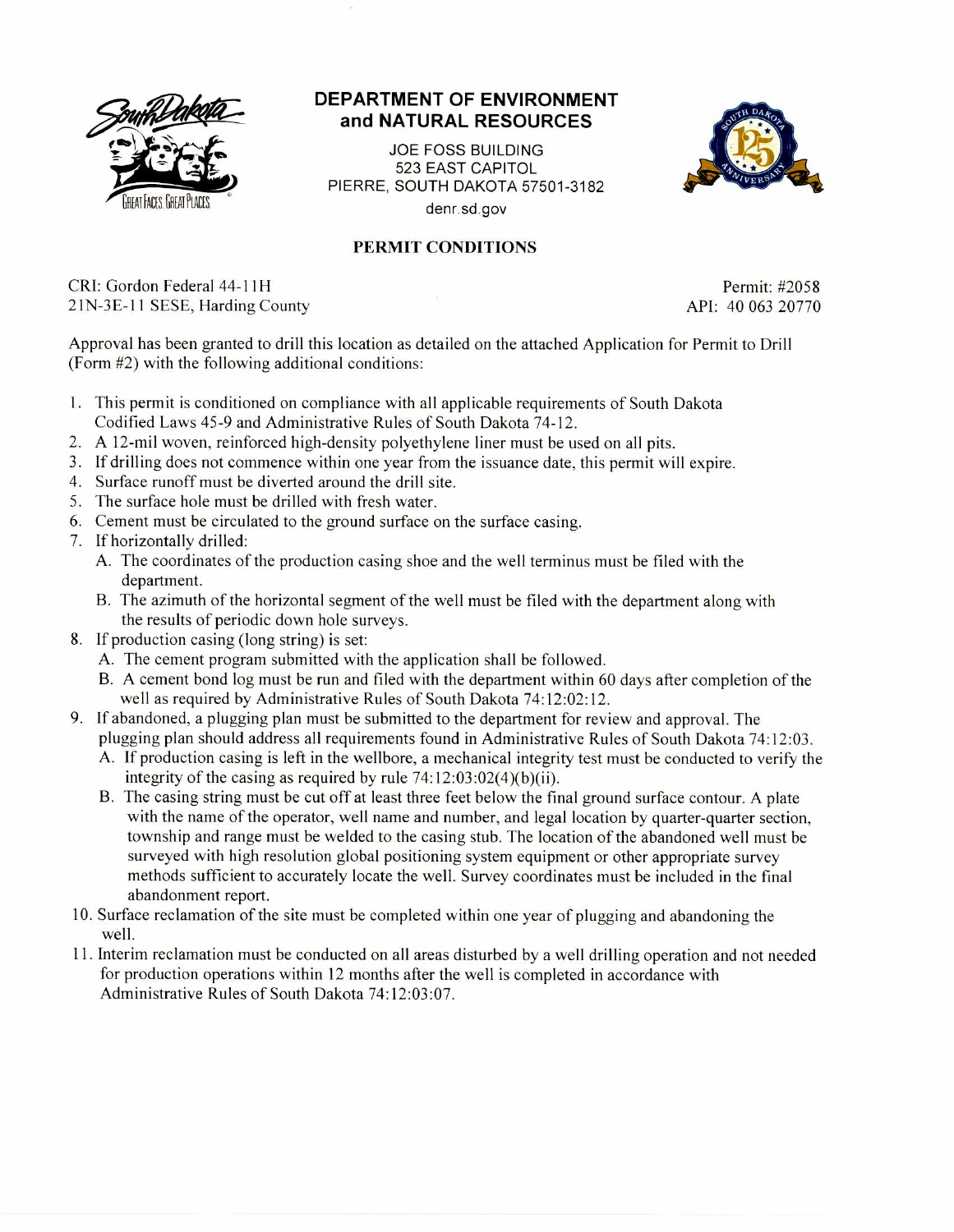# DEPARTMENT OF ENVIRONMENT and NATURAL RESOURCES

JOE FOSS BUILDING
523 EAST CAPITOL
PIERRE, SOUTH DAKOTA 57501-3182
denr.sd.gov

## PERMIT CONDITIONS

CRI: Gordon Federal 44-11H
21N-3E-11 SESE, Harding County

Permit: #2058
API: 40 063 20770

Approval has been granted to drill this location as detailed on the attached Application for Permit to Drill (Form #2) with the following additional conditions:

1. This permit is conditioned on compliance with all applicable requirements of South Dakota Codified Laws 45-9 and Administrative Rules of South Dakota 74-12.
2. A 12-mil woven, reinforced high-density polyethylene liner must be used on all pits.
3. If drilling does not commence within one year from the issuance date, this permit will expire.
4. Surface runoff must be diverted around the drill site.
5. The surface hole must be drilled with fresh water.
6. Cement must be circulated to the ground surface on the surface casing.
7. If horizontally drilled:
   A. The coordinates of the production casing shoe and the well terminus must be filed with the department.
   B. The azimuth of the horizontal segment of the well must be filed with the department along with the results of periodic down hole surveys.
8. If production casing (long string) is set:
   A. The cement program submitted with the application shall be followed.
   B. A cement bond log must be run and filed with the department within 60 days after completion of the well as required by Administrative Rules of South Dakota 74:12:02:12.
9. If abandoned, a plugging plan must be submitted to the department for review and approval. The plugging plan should address all requirements found in Administrative Rules of South Dakota 74:12:03.
   A. If production casing is left in the wellbore, a mechanical integrity test must be conducted to verify the integrity of the casing as required by rule 74:12:03:02(4)(b)(ii).
   B. The casing string must be cut off at least three feet below the final ground surface contour. A plate with the name of the operator, well name and number, and legal location by quarter-quarter section, township and range must be welded to the casing stub. The location of the abandoned well must be surveyed with high resolution global positioning system equipment or other appropriate survey methods sufficient to accurately locate the well. Survey coordinates must be included in the final abandonment report.
10. Surface reclamation of the site must be completed within one year of plugging and abandoning the well.
11. Interim reclamation must be conducted on all areas disturbed by a well drilling operation and not needed for production operations within 12 months after the well is completed in accordance with Administrative Rules of South Dakota 74:12:03:07.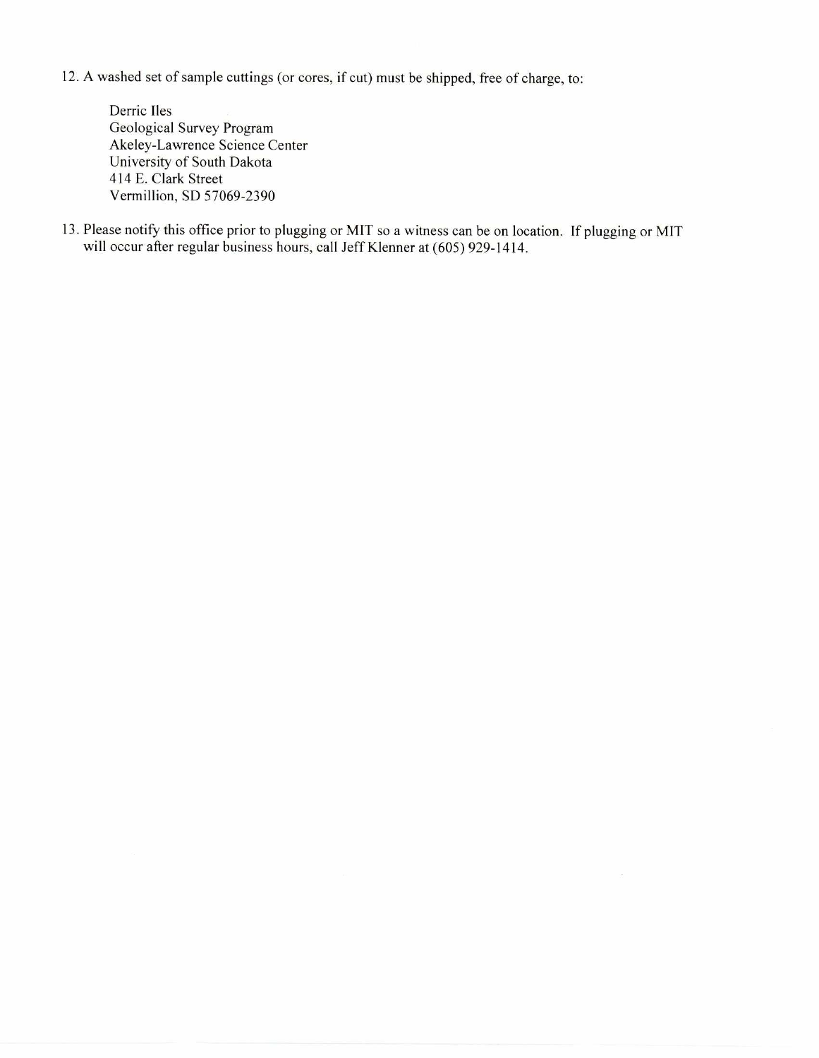12. A washed set of sample cuttings (or cores, if cut) must be shipped, free of charge, to:

    Derric Iles
    Geological Survey Program
    Akeley-Lawrence Science Center
    University of South Dakota
    414 E. Clark Street
    Vermillion, SD 57069-2390

13. Please notify this office prior to plugging or MIT so a witness can be on location. If plugging or MIT will occur after regular business hours, call Jeff Klenner at (605) 929-1414.